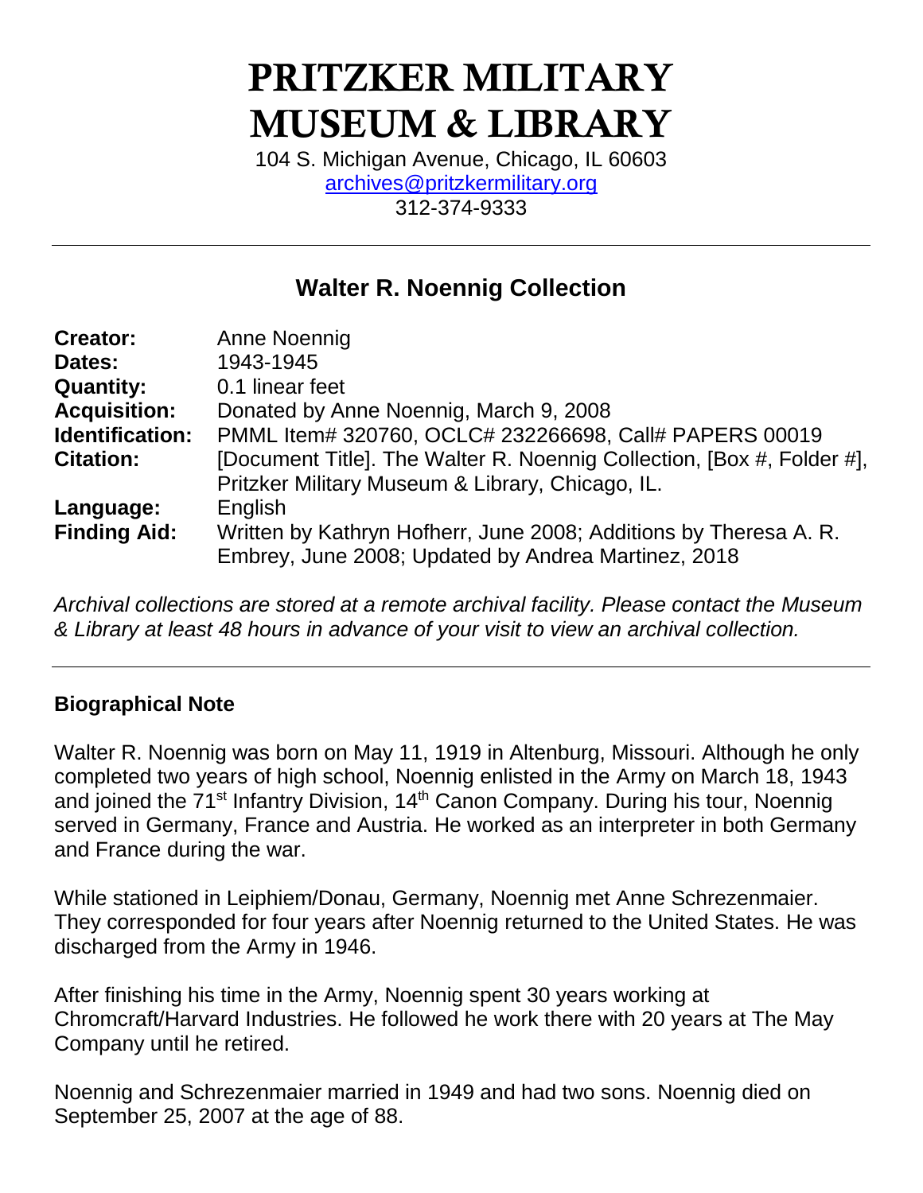# PRITZKER MILITARY MUSEUM & LIBRARY

104 S. Michigan Avenue, Chicago, IL 60603
archives@pritzkermilitary.org
312-374-9333

## Walter R. Noennig Collection

| | |
|---|---|
| **Creator:** | Anne Noennig |
| **Dates:** | 1943-1945 |
| **Quantity:** | 0.1 linear feet |
| **Acquisition:** | Donated by Anne Noennig, March 9, 2008 |
| **Identification:** | PMML Item# 320760, OCLC# 232266698, Call# PAPERS 00019 |
| **Citation:** | [Document Title]. The Walter R. Noennig Collection, [Box #, Folder #], Pritzker Military Museum & Library, Chicago, IL. |
| **Language:** | English |
| **Finding Aid:** | Written by Kathryn Hofherr, June 2008; Additions by Theresa A. R. Embrey, June 2008; Updated by Andrea Martinez, 2018 |

*Archival collections are stored at a remote archival facility. Please contact the Museum & Library at least 48 hours in advance of your visit to view an archival collection.*

### Biographical Note

Walter R. Noennig was born on May 11, 1919 in Altenburg, Missouri. Although he only completed two years of high school, Noennig enlisted in the Army on March 18, 1943 and joined the 71st Infantry Division, 14th Canon Company. During his tour, Noennig served in Germany, France and Austria. He worked as an interpreter in both Germany and France during the war.

While stationed in Leiphiem/Donau, Germany, Noennig met Anne Schrezenmaier. They corresponded for four years after Noennig returned to the United States. He was discharged from the Army in 1946.

After finishing his time in the Army, Noennig spent 30 years working at Chromcraft/Harvard Industries. He followed he work there with 20 years at The May Company until he retired.

Noennig and Schrezenmaier married in 1949 and had two sons. Noennig died on September 25, 2007 at the age of 88.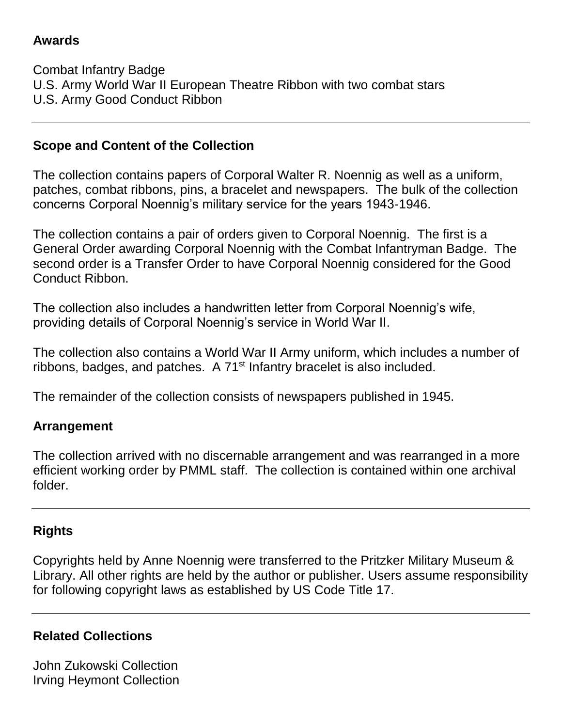## Awards

Combat Infantry Badge
U.S. Army World War II European Theatre Ribbon with two combat stars
U.S. Army Good Conduct Ribbon

---

## Scope and Content of the Collection

The collection contains papers of Corporal Walter R. Noennig as well as a uniform, patches, combat ribbons, pins, a bracelet and newspapers. The bulk of the collection concerns Corporal Noennig's military service for the years 1943-1946.

The collection contains a pair of orders given to Corporal Noennig. The first is a General Order awarding Corporal Noennig with the Combat Infantryman Badge. The second order is a Transfer Order to have Corporal Noennig considered for the Good Conduct Ribbon.

The collection also includes a handwritten letter from Corporal Noennig's wife, providing details of Corporal Noennig's service in World War II.

The collection also contains a World War II Army uniform, which includes a number of ribbons, badges, and patches. A 71st Infantry bracelet is also included.

The remainder of the collection consists of newspapers published in 1945.

## Arrangement

The collection arrived with no discernable arrangement and was rearranged in a more efficient working order by PMML staff. The collection is contained within one archival folder.

---

## Rights

Copyrights held by Anne Noennig were transferred to the Pritzker Military Museum & Library. All other rights are held by the author or publisher. Users assume responsibility for following copyright laws as established by US Code Title 17.

---

## Related Collections

John Zukowski Collection
Irving Heymont Collection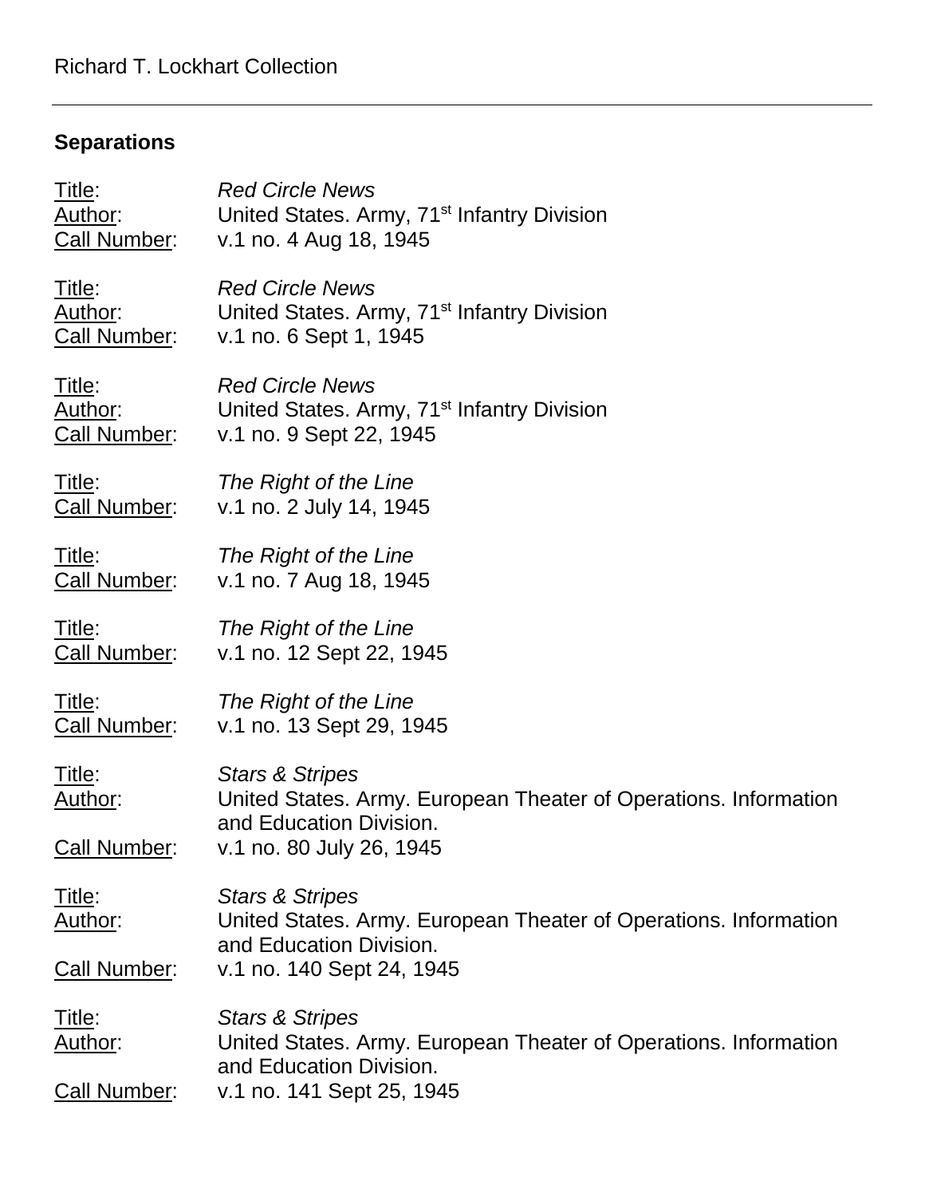## Separations

Title: *Red Circle News*
Author: United States. Army, 71st Infantry Division
Call Number: v.1 no. 4 Aug 18, 1945

Title: *Red Circle News*
Author: United States. Army, 71st Infantry Division
Call Number: v.1 no. 6 Sept 1, 1945

Title: *Red Circle News*
Author: United States. Army, 71st Infantry Division
Call Number: v.1 no. 9 Sept 22, 1945

Title: *The Right of the Line*
Call Number: v.1 no. 2 July 14, 1945

Title: *The Right of the Line*
Call Number: v.1 no. 7 Aug 18, 1945

Title: *The Right of the Line*
Call Number: v.1 no. 12 Sept 22, 1945

Title: *The Right of the Line*
Call Number: v.1 no. 13 Sept 29, 1945

Title: *Stars & Stripes*
Author: United States. Army. European Theater of Operations. Information and Education Division.
Call Number: v.1 no. 80 July 26, 1945

Title: *Stars & Stripes*
Author: United States. Army. European Theater of Operations. Information and Education Division.
Call Number: v.1 no. 140 Sept 24, 1945

Title: *Stars & Stripes*
Author: United States. Army. European Theater of Operations. Information and Education Division.
Call Number: v.1 no. 141 Sept 25, 1945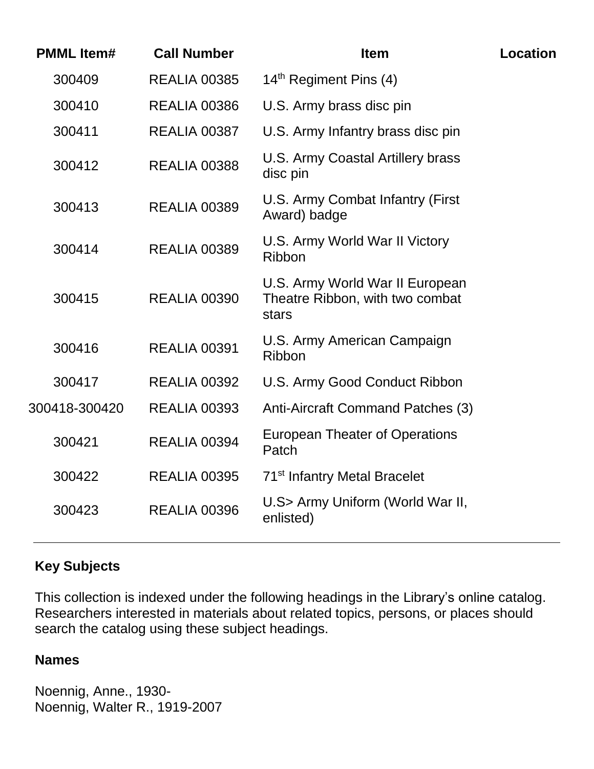| PMML Item# | Call Number | Item | Location |
|---|---|---|---|
| 300409 | REALIA 00385 | 14th Regiment Pins (4) | |
| 300410 | REALIA 00386 | U.S. Army brass disc pin | |
| 300411 | REALIA 00387 | U.S. Army Infantry brass disc pin | |
| 300412 | REALIA 00388 | U.S. Army Coastal Artillery brass disc pin | |
| 300413 | REALIA 00389 | U.S. Army Combat Infantry (First Award) badge | |
| 300414 | REALIA 00389 | U.S. Army World War II Victory Ribbon | |
| 300415 | REALIA 00390 | U.S. Army World War II European Theatre Ribbon, with two combat stars | |
| 300416 | REALIA 00391 | U.S. Army American Campaign Ribbon | |
| 300417 | REALIA 00392 | U.S. Army Good Conduct Ribbon | |
| 300418-300420 | REALIA 00393 | Anti-Aircraft Command Patches (3) | |
| 300421 | REALIA 00394 | European Theater of Operations Patch | |
| 300422 | REALIA 00395 | 71st Infantry Metal Bracelet | |
| 300423 | REALIA 00396 | U.S> Army Uniform (World War II, enlisted) | |

## Key Subjects

This collection is indexed under the following headings in the Library's online catalog. Researchers interested in materials about related topics, persons, or places should search the catalog using these subject headings.

### Names

Noennig, Anne., 1930-
Noennig, Walter R., 1919-2007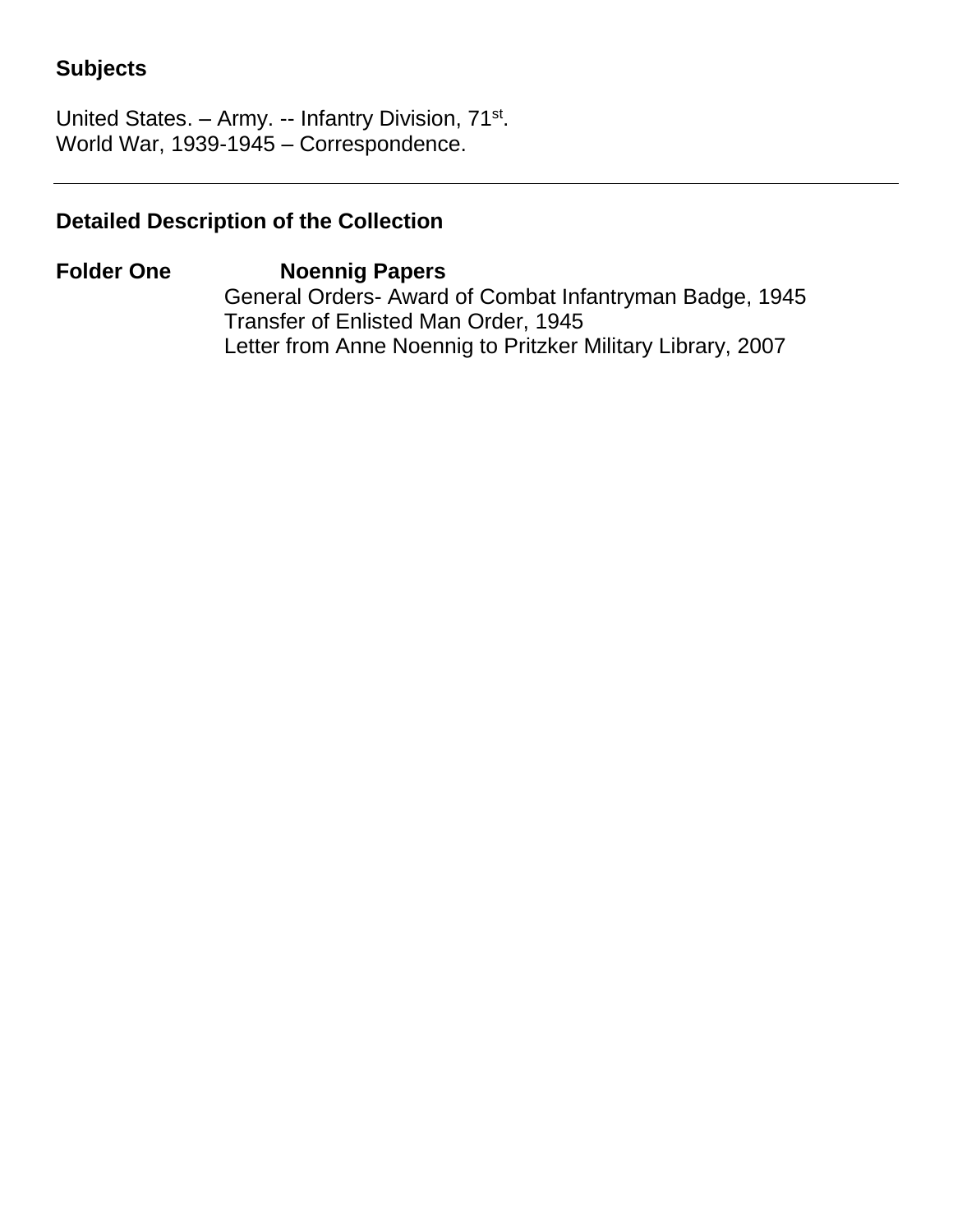**Subjects**

United States. – Army. -- Infantry Division, 71st.
World War, 1939-1945 – Correspondence.

---

**Detailed Description of the Collection**

**Folder One** **Noennig Papers**

General Orders- Award of Combat Infantryman Badge, 1945
Transfer of Enlisted Man Order, 1945
Letter from Anne Noennig to Pritzker Military Library, 2007